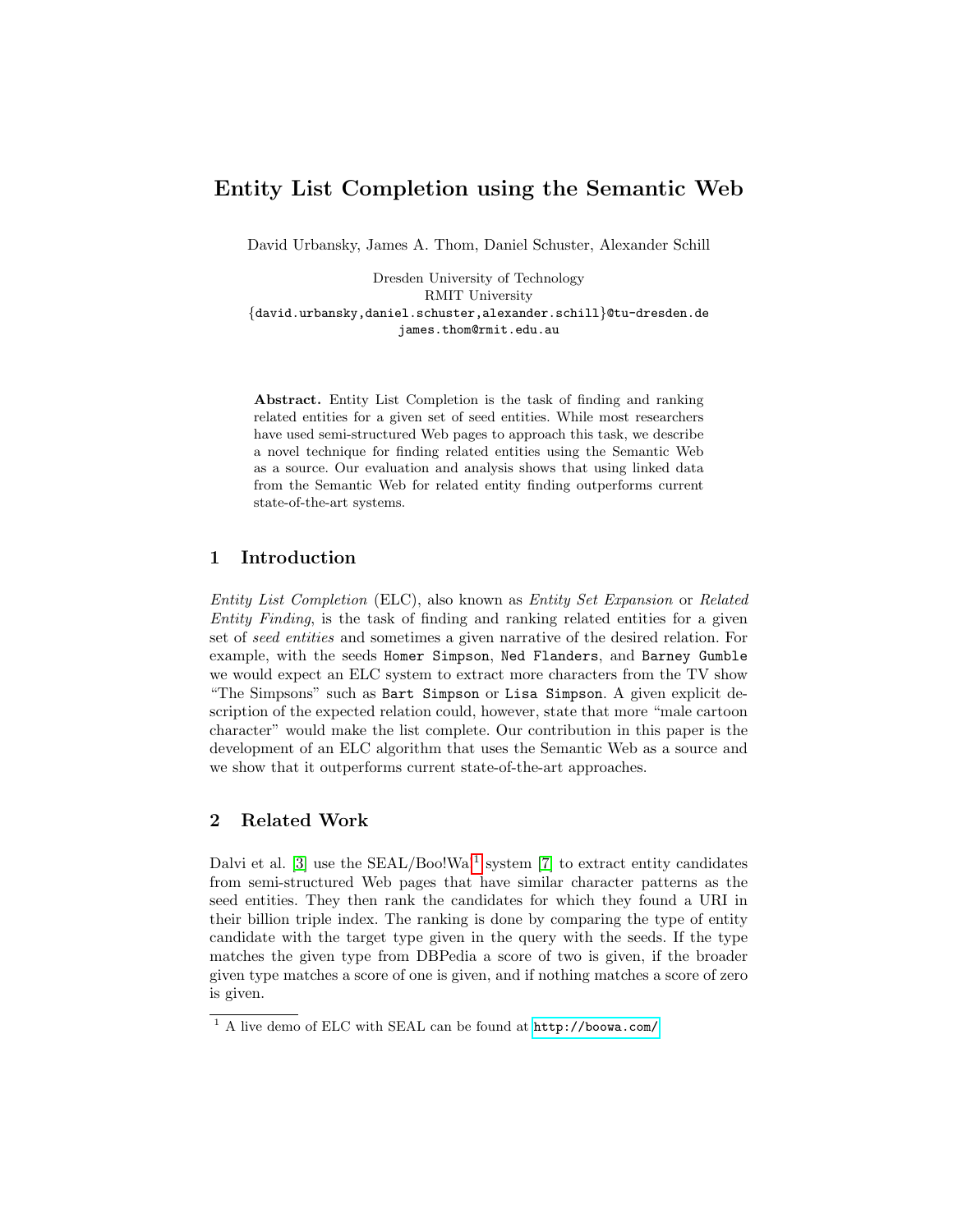# Entity List Completion using the Semantic Web

David Urbansky, James A. Thom, Daniel Schuster, Alexander Schill

Dresden University of Technology
RMIT University
{david.urbansky,daniel.schuster,alexander.schill}@tu-dresden.de
james.thom@rmit.edu.au

**Abstract.** Entity List Completion is the task of finding and ranking related entities for a given set of seed entities. While most researchers have used semi-structured Web pages to approach this task, we describe a novel technique for finding related entities using the Semantic Web as a source. Our evaluation and analysis shows that using linked data from the Semantic Web for related entity finding outperforms current state-of-the-art systems.

## 1 Introduction

*Entity List Completion* (ELC), also known as *Entity Set Expansion* or *Related Entity Finding*, is the task of finding and ranking related entities for a given set of *seed entities* and sometimes a given narrative of the desired relation. For example, with the seeds `Homer Simpson`, `Ned Flanders`, and `Barney Gumble` we would expect an ELC system to extract more characters from the TV show "The Simpsons" such as `Bart Simpson` or `Lisa Simpson`. A given explicit description of the expected relation could, however, state that more "male cartoon character" would make the list complete. Our contribution in this paper is the development of an ELC algorithm that uses the Semantic Web as a source and we show that it outperforms current state-of-the-art approaches.

## 2 Related Work

Dalvi et al. [3] use the SEAL/Boo!Wa![1] system [7] to extract entity candidates from semi-structured Web pages that have similar character patterns as the seed entities. They then rank the candidates for which they found a URI in their billion triple index. The ranking is done by comparing the type of entity candidate with the target type given in the query with the seeds. If the type matches the given type from DBPedia a score of two is given, if the broader given type matches a score of one is given, and if nothing matches a score of zero is given.

[1] A live demo of ELC with SEAL can be found at http://boowa.com/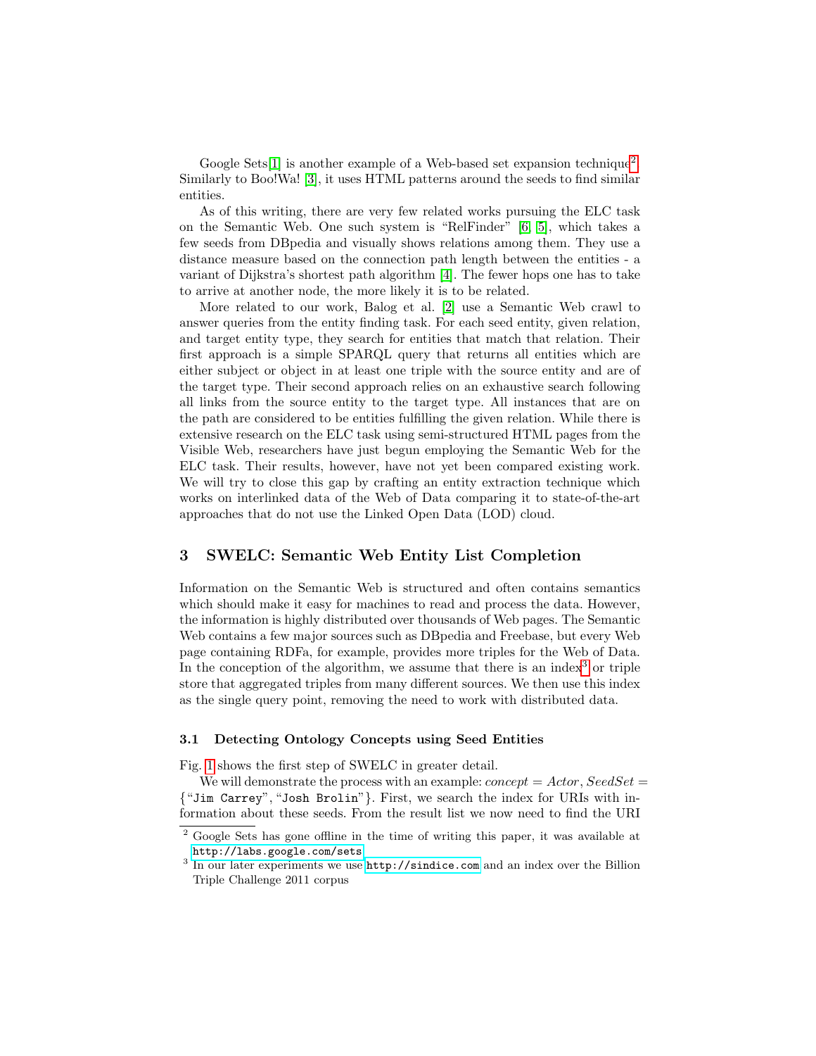Google Sets[1] is another example of a Web-based set expansion technique[2]. Similarly to Boo!Wa! [3], it uses HTML patterns around the seeds to find similar entities.

As of this writing, there are very few related works pursuing the ELC task on the Semantic Web. One such system is "RelFinder" [6, 5], which takes a few seeds from DBpedia and visually shows relations among them. They use a distance measure based on the connection path length between the entities - a variant of Dijkstra's shortest path algorithm [4]. The fewer hops one has to take to arrive at another node, the more likely it is to be related.

More related to our work, Balog et al. [2] use a Semantic Web crawl to answer queries from the entity finding task. For each seed entity, given relation, and target entity type, they search for entities that match that relation. Their first approach is a simple SPARQL query that returns all entities which are either subject or object in at least one triple with the source entity and are of the target type. Their second approach relies on an exhaustive search following all links from the source entity to the target type. All instances that are on the path are considered to be entities fulfilling the given relation. While there is extensive research on the ELC task using semi-structured HTML pages from the Visible Web, researchers have just begun employing the Semantic Web for the ELC task. Their results, however, have not yet been compared existing work. We will try to close this gap by crafting an entity extraction technique which works on interlinked data of the Web of Data comparing it to state-of-the-art approaches that do not use the Linked Open Data (LOD) cloud.

## 3 SWELC: Semantic Web Entity List Completion

Information on the Semantic Web is structured and often contains semantics which should make it easy for machines to read and process the data. However, the information is highly distributed over thousands of Web pages. The Semantic Web contains a few major sources such as DBpedia and Freebase, but every Web page containing RDFa, for example, provides more triples for the Web of Data. In the conception of the algorithm, we assume that there is an index[3] or triple store that aggregated triples from many different sources. We then use this index as the single query point, removing the need to work with distributed data.

### 3.1 Detecting Ontology Concepts using Seed Entities

Fig. 1 shows the first step of SWELC in greater detail.

We will demonstrate the process with an example: $concept = Actor$, $SeedSet = \{$"`Jim Carrey`", "`Josh Brolin`"$\}$. First, we search the index for URIs with information about these seeds. From the result list we now need to find the URI

---

[2] Google Sets has gone offline in the time of writing this paper, it was available at `http://labs.google.com/sets`

[3] In our later experiments we use `http://sindice.com` and an index over the Billion Triple Challenge 2011 corpus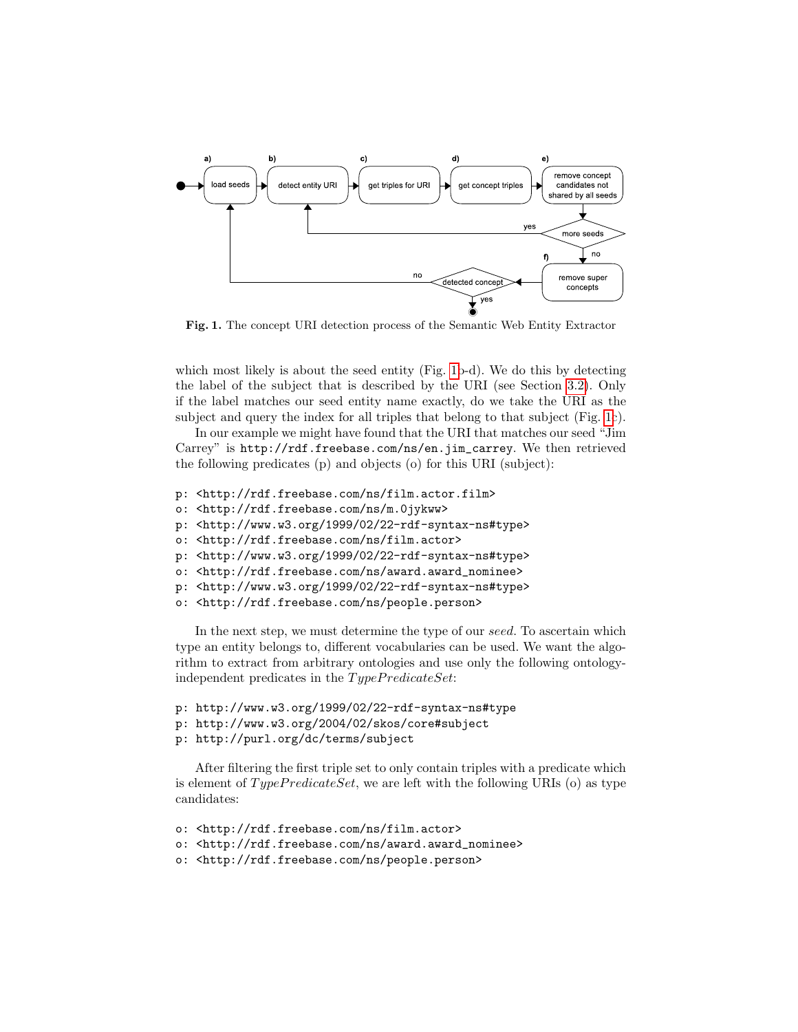Fig. 1. The concept URI detection process of the Semantic Web Entity Extractor

which most likely is about the seed entity (Fig. 1b-d). We do this by detecting the label of the subject that is described by the URI (see Section 3.2). Only if the label matches our seed entity name exactly, do we take the URI as the subject and query the index for all triples that belong to that subject (Fig. 1c).

In our example we might have found that the URI that matches our seed "Jim Carrey" is `http://rdf.freebase.com/ns/en.jim_carrey`. We then retrieved the following predicates (p) and objects (o) for this URI (subject):

```
p: <http://rdf.freebase.com/ns/film.actor.film>
o: <http://rdf.freebase.com/ns/m.0jykww>
p: <http://www.w3.org/1999/02/22-rdf-syntax-ns#type>
o: <http://rdf.freebase.com/ns/film.actor>
p: <http://www.w3.org/1999/02/22-rdf-syntax-ns#type>
o: <http://rdf.freebase.com/ns/award.award_nominee>
p: <http://www.w3.org/1999/02/22-rdf-syntax-ns#type>
o: <http://rdf.freebase.com/ns/people.person>
```

In the next step, we must determine the type of our *seed*. To ascertain which type an entity belongs to, different vocabularies can be used. We want the algorithm to extract from arbitrary ontologies and use only the following ontology-independent predicates in the *TypePredicateSet*:

```
p: http://www.w3.org/1999/02/22-rdf-syntax-ns#type
p: http://www.w3.org/2004/02/skos/core#subject
p: http://purl.org/dc/terms/subject
```

After filtering the first triple set to only contain triples with a predicate which is element of *TypePredicateSet*, we are left with the following URIs (o) as type candidates:

```
o: <http://rdf.freebase.com/ns/film.actor>
o: <http://rdf.freebase.com/ns/award.award_nominee>
o: <http://rdf.freebase.com/ns/people.person>
```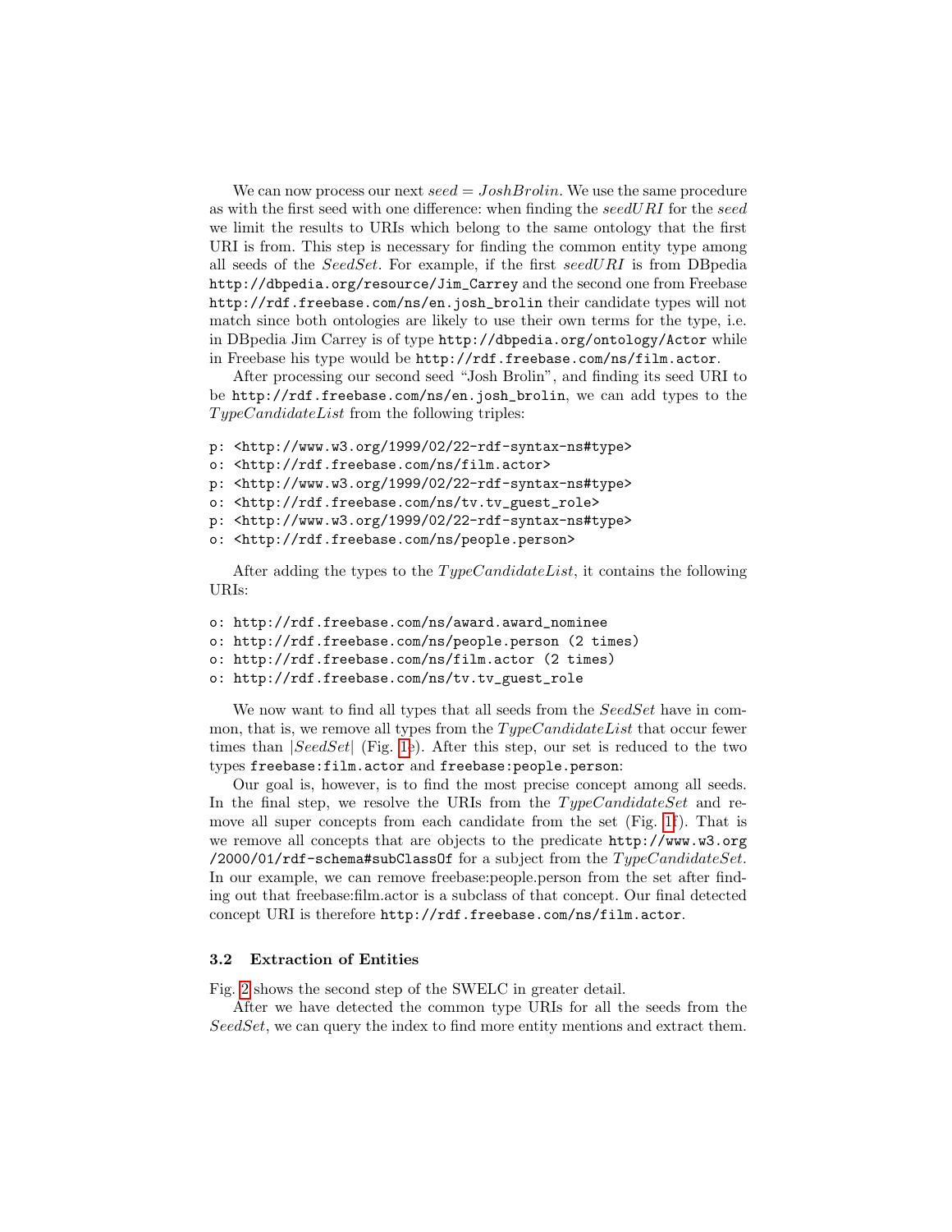We can now process our next $seed = JoshBrolin$. We use the same procedure as with the first seed with one difference: when finding the $seedURI$ for the $seed$ we limit the results to URIs which belong to the same ontology that the first URI is from. This step is necessary for finding the common entity type among all seeds of the $SeedSet$. For example, if the first $seedURI$ is from DBpedia `http://dbpedia.org/resource/Jim_Carrey` and the second one from Freebase `http://rdf.freebase.com/ns/en.josh_brolin` their candidate types will not match since both ontologies are likely to use their own terms for the type, i.e. in DBpedia Jim Carrey is of type `http://dbpedia.org/ontology/Actor` while in Freebase his type would be `http://rdf.freebase.com/ns/film.actor`.

After processing our second seed "Josh Brolin", and finding its seed URI to be `http://rdf.freebase.com/ns/en.josh_brolin`, we can add types to the $TypeCandidateList$ from the following triples:

```
p: <http://www.w3.org/1999/02/22-rdf-syntax-ns#type>
o: <http://rdf.freebase.com/ns/film.actor>
p: <http://www.w3.org/1999/02/22-rdf-syntax-ns#type>
o: <http://rdf.freebase.com/ns/tv.tv_guest_role>
p: <http://www.w3.org/1999/02/22-rdf-syntax-ns#type>
o: <http://rdf.freebase.com/ns/people.person>
```

After adding the types to the $TypeCandidateList$, it contains the following URIs:

```
o: http://rdf.freebase.com/ns/award.award_nominee
o: http://rdf.freebase.com/ns/people.person (2 times)
o: http://rdf.freebase.com/ns/film.actor (2 times)
o: http://rdf.freebase.com/ns/tv.tv_guest_role
```

We now want to find all types that all seeds from the $SeedSet$ have in common, that is, we remove all types from the $TypeCandidateList$ that occur fewer times than $|SeedSet|$ (Fig. 1e). After this step, our set is reduced to the two types `freebase:film.actor` and `freebase:people.person`:

Our goal is, however, is to find the most precise concept among all seeds. In the final step, we resolve the URIs from the $TypeCandidateSet$ and remove all super concepts from each candidate from the set (Fig. 1f). That is we remove all concepts that are objects to the predicate `http://www.w3.org/2000/01/rdf-schema#subClassOf` for a subject from the $TypeCandidateSet$. In our example, we can remove freebase:people.person from the set after finding out that freebase:film.actor is a subclass of that concept. Our final detected concept URI is therefore `http://rdf.freebase.com/ns/film.actor`.

### 3.2 Extraction of Entities

Fig. 2 shows the second step of the SWELC in greater detail.

After we have detected the common type URIs for all the seeds from the $SeedSet$, we can query the index to find more entity mentions and extract them.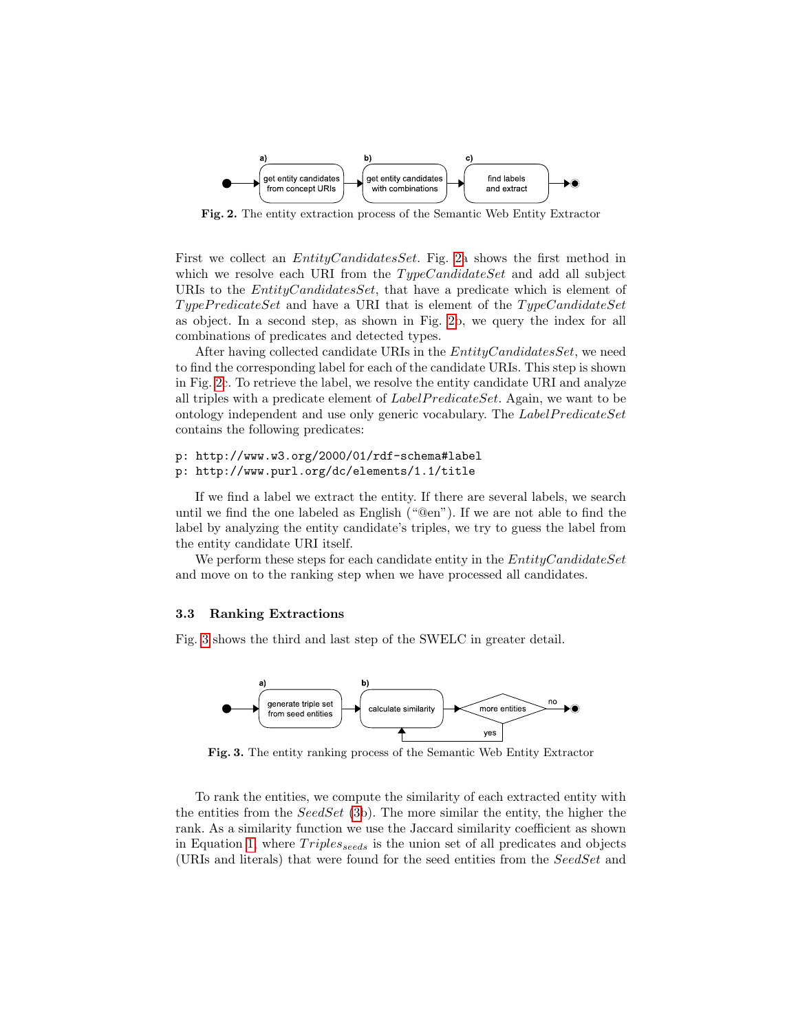**Fig. 2.** The entity extraction process of the Semantic Web Entity Extractor

First we collect an *EntityCandidatesSet*. Fig. 2a shows the first method in which we resolve each URI from the *TypeCandidateSet* and add all subject URIs to the *EntityCandidatesSet*, that have a predicate which is element of *TypePredicateSet* and have a URI that is element of the *TypeCandidateSet* as object. In a second step, as shown in Fig. 2b, we query the index for all combinations of predicates and detected types.

After having collected candidate URIs in the *EntityCandidatesSet*, we need to find the corresponding label for each of the candidate URIs. This step is shown in Fig. 2c. To retrieve the label, we resolve the entity candidate URI and analyze all triples with a predicate element of *LabelPredicateSet*. Again, we want to be ontology independent and use only generic vocabulary. The *LabelPredicateSet* contains the following predicates:

```
p: http://www.w3.org/2000/01/rdf-schema#label
p: http://www.purl.org/dc/elements/1.1/title
```

If we find a label we extract the entity. If there are several labels, we search until we find the one labeled as English ("@en"). If we are not able to find the label by analyzing the entity candidate's triples, we try to guess the label from the entity candidate URI itself.

We perform these steps for each candidate entity in the *EntityCandidateSet* and move on to the ranking step when we have processed all candidates.

### 3.3 Ranking Extractions

Fig. 3 shows the third and last step of the SWELC in greater detail.

**Fig. 3.** The entity ranking process of the Semantic Web Entity Extractor

To rank the entities, we compute the similarity of each extracted entity with the entities from the *SeedSet* (3b). The more similar the entity, the higher the rank. As a similarity function we use the Jaccard similarity coefficient as shown in Equation 1, where $Triples_{seeds}$ is the union set of all predicates and objects (URIs and literals) that were found for the seed entities from the *SeedSet* and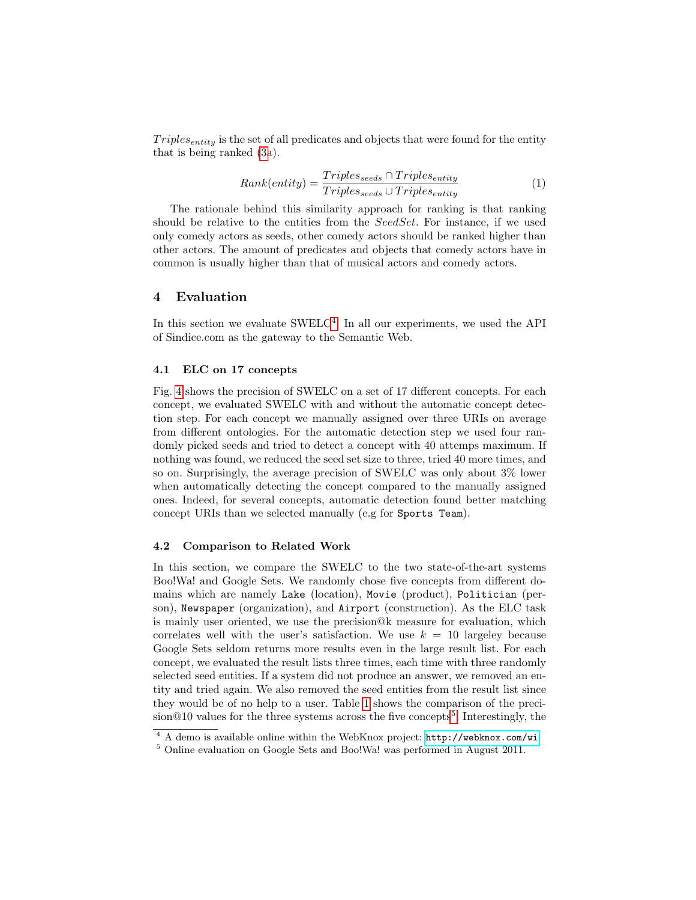$Triples_{entity}$ is the set of all predicates and objects that were found for the entity that is being ranked (3a).

$$Rank(entity) = \frac{Triples_{seeds} \cap Triples_{entity}}{Triples_{seeds} \cup Triples_{entity}} \quad (1)$$

The rationale behind this similarity approach for ranking is that ranking should be relative to the entities from the *SeedSet*. For instance, if we used only comedy actors as seeds, other comedy actors should be ranked higher than other actors. The amount of predicates and objects that comedy actors have in common is usually higher than that of musical actors and comedy actors.

## 4 Evaluation

In this section we evaluate SWELC[4]. In all our experiments, we used the API of Sindice.com as the gateway to the Semantic Web.

### 4.1 ELC on 17 concepts

Fig. 4 shows the precision of SWELC on a set of 17 different concepts. For each concept, we evaluated SWELC with and without the automatic concept detection step. For each concept we manually assigned over three URIs on average from different ontologies. For the automatic detection step we used four randomly picked seeds and tried to detect a concept with 40 attemps maximum. If nothing was found, we reduced the seed set size to three, tried 40 more times, and so on. Surprisingly, the average precision of SWELC was only about 3% lower when automatically detecting the concept compared to the manually assigned ones. Indeed, for several concepts, automatic detection found better matching concept URIs than we selected manually (e.g for `Sports Team`).

### 4.2 Comparison to Related Work

In this section, we compare the SWELC to the two state-of-the-art systems Boo!Wa! and Google Sets. We randomly chose five concepts from different domains which are namely `Lake` (location), `Movie` (product), `Politician` (person), `Newspaper` (organization), and `Airport` (construction). As the ELC task is mainly user oriented, we use the precision@k measure for evaluation, which correlates well with the user's satisfaction. We use $k = 10$ largeley because Google Sets seldom returns more results even in the large result list. For each concept, we evaluated the result lists three times, each time with three randomly selected seed entities. If a system did not produce an answer, we removed an entity and tried again. We also removed the seed entities from the result list since they would be of no help to a user. Table 1 shows the comparison of the precision@10 values for the three systems across the five concepts[5]. Interestingly, the

[4] A demo is available online within the WebKnox project: http://webknox.com/wi

[5] Online evaluation on Google Sets and Boo!Wa! was performed in August 2011.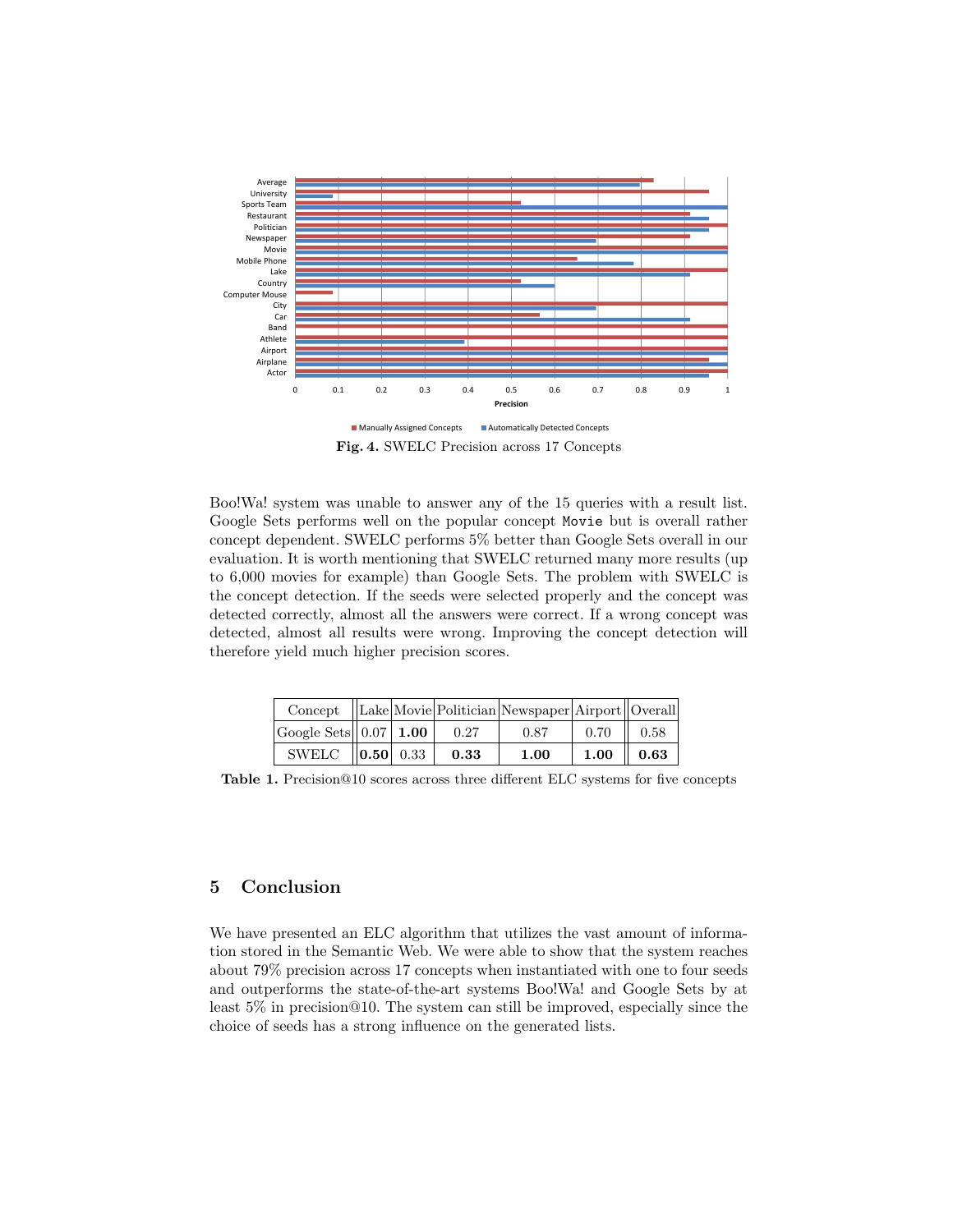**Fig. 4.** SWELC Precision across 17 Concepts

Boo!Wa! system was unable to answer any of the 15 queries with a result list. Google Sets performs well on the popular concept `Movie` but is overall rather concept dependent. SWELC performs 5% better than Google Sets overall in our evaluation. It is worth mentioning that SWELC returned many more results (up to 6,000 movies for example) than Google Sets. The problem with SWELC is the concept detection. If the seeds were selected properly and the concept was detected correctly, almost all the answers were correct. If a wrong concept was detected, almost all results were wrong. Improving the concept detection will therefore yield much higher precision scores.

| Concept | Lake | Movie | Politician | Newspaper | Airport | Overall |
|---|---|---|---|---|---|---|
| Google Sets | 0.07 | **1.00** | 0.27 | 0.87 | 0.70 | 0.58 |
| SWELC | **0.50** | 0.33 | **0.33** | **1.00** | **1.00** | **0.63** |

**Table 1.** Precision@10 scores across three different ELC systems for five concepts

## 5 Conclusion

We have presented an ELC algorithm that utilizes the vast amount of information stored in the Semantic Web. We were able to show that the system reaches about 79% precision across 17 concepts when instantiated with one to four seeds and outperforms the state-of-the-art systems Boo!Wa! and Google Sets by at least 5% in precision@10. The system can still be improved, especially since the choice of seeds has a strong influence on the generated lists.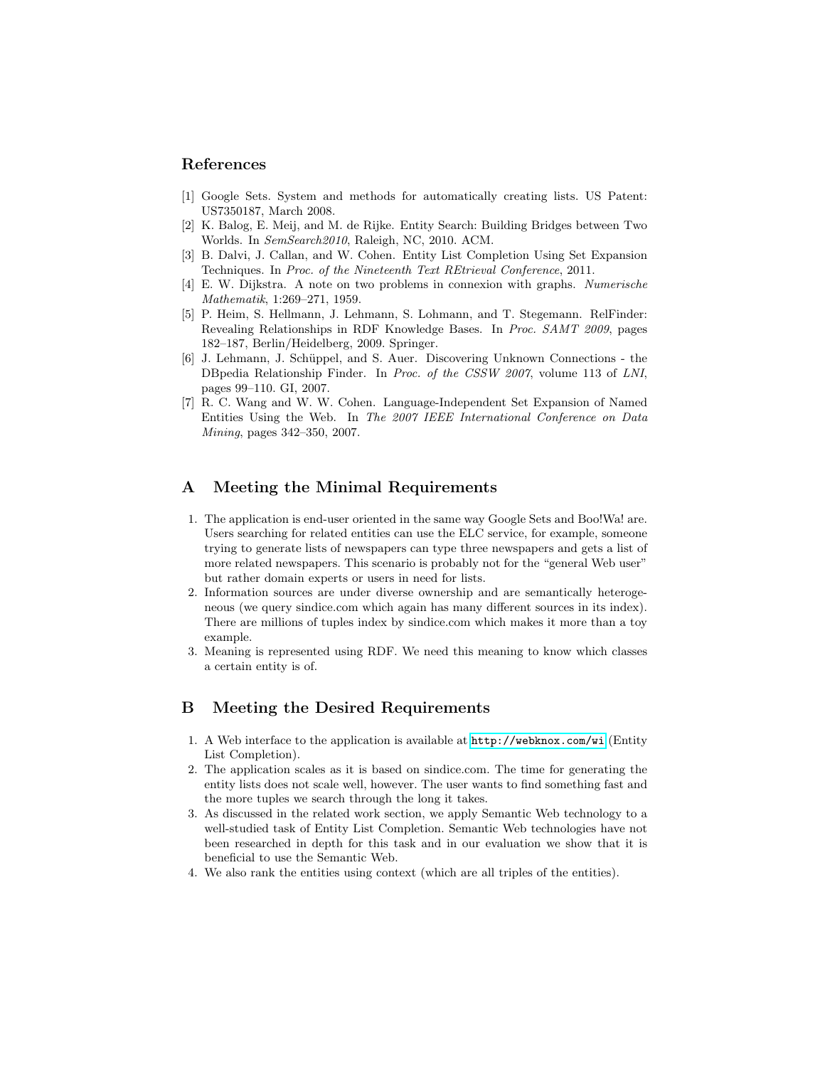## References

1. Google Sets. System and methods for automatically creating lists. US Patent: US7350187, March 2008.
2. K. Balog, E. Meij, and M. de Rijke. Entity Search: Building Bridges between Two Worlds. In *SemSearch2010*, Raleigh, NC, 2010. ACM.
3. B. Dalvi, J. Callan, and W. Cohen. Entity List Completion Using Set Expansion Techniques. In *Proc. of the Nineteenth Text REtrieval Conference*, 2011.
4. E. W. Dijkstra. A note on two problems in connexion with graphs. *Numerische Mathematik*, 1:269–271, 1959.
5. P. Heim, S. Hellmann, J. Lehmann, S. Lohmann, and T. Stegemann. RelFinder: Revealing Relationships in RDF Knowledge Bases. In *Proc. SAMT 2009*, pages 182–187, Berlin/Heidelberg, 2009. Springer.
6. J. Lehmann, J. Schüppel, and S. Auer. Discovering Unknown Connections - the DBpedia Relationship Finder. In *Proc. of the CSSW 2007*, volume 113 of *LNI*, pages 99–110. GI, 2007.
7. R. C. Wang and W. W. Cohen. Language-Independent Set Expansion of Named Entities Using the Web. In *The 2007 IEEE International Conference on Data Mining*, pages 342–350, 2007.

## A Meeting the Minimal Requirements

1. The application is end-user oriented in the same way Google Sets and Boo!Wa! are. Users searching for related entities can use the ELC service, for example, someone trying to generate lists of newspapers can type three newspapers and gets a list of more related newspapers. This scenario is probably not for the "general Web user" but rather domain experts or users in need for lists.
2. Information sources are under diverse ownership and are semantically heterogeneous (we query sindice.com which again has many different sources in its index). There are millions of tuples index by sindice.com which makes it more than a toy example.
3. Meaning is represented using RDF. We need this meaning to know which classes a certain entity is of.

## B Meeting the Desired Requirements

1. A Web interface to the application is available at `http://webknox.com/wi` (Entity List Completion).
2. The application scales as it is based on sindice.com. The time for generating the entity lists does not scale well, however. The user wants to find something fast and the more tuples we search through the long it takes.
3. As discussed in the related work section, we apply Semantic Web technology to a well-studied task of Entity List Completion. Semantic Web technologies have not been researched in depth for this task and in our evaluation we show that it is beneficial to use the Semantic Web.
4. We also rank the entities using context (which are all triples of the entities).